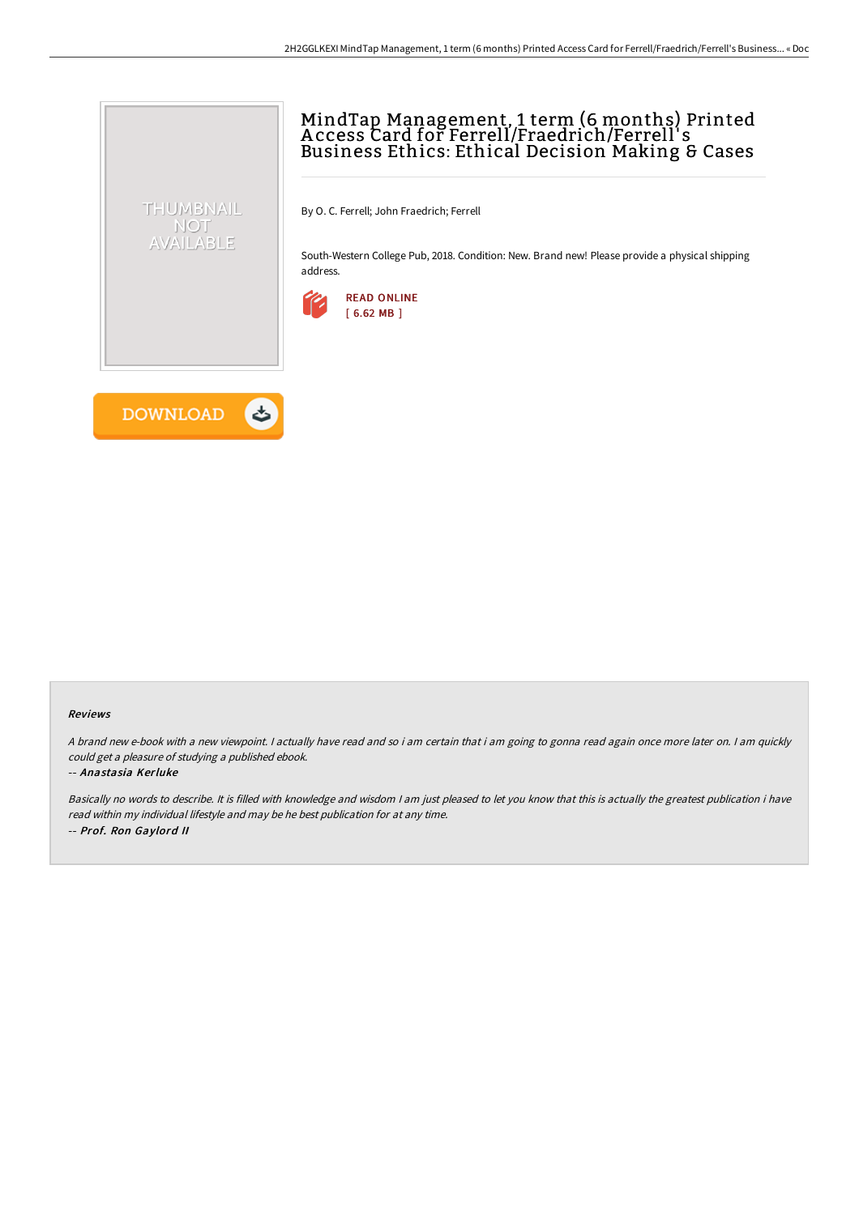# MindTap Management, 1 term (6 months) Printed Access Card for Ferrell/Fraedrich/Ferrell's Business Ethics: Ethical Decision Making & Cases

By O. C. Ferrell; John Fraedrich; Ferrell

South-Western College Pub, 2018. Condition: New. Brand new! Please provide a physical shipping address.

READ ONLINE
[ 6.62 MB ]

DOWNLOAD

### Reviews

*A brand new e-book with a new viewpoint. I actually have read and so i am certain that i am going to gonna read again once more later on. I am quickly could get a pleasure of studying a published ebook.*

*-- Anastasia Kerluke*

*Basically no words to describe. It is filled with knowledge and wisdom I am just pleased to let you know that this is actually the greatest publication i have read within my individual lifestyle and may be he best publication for at any time.*

*-- Prof. Ron Gaylord II*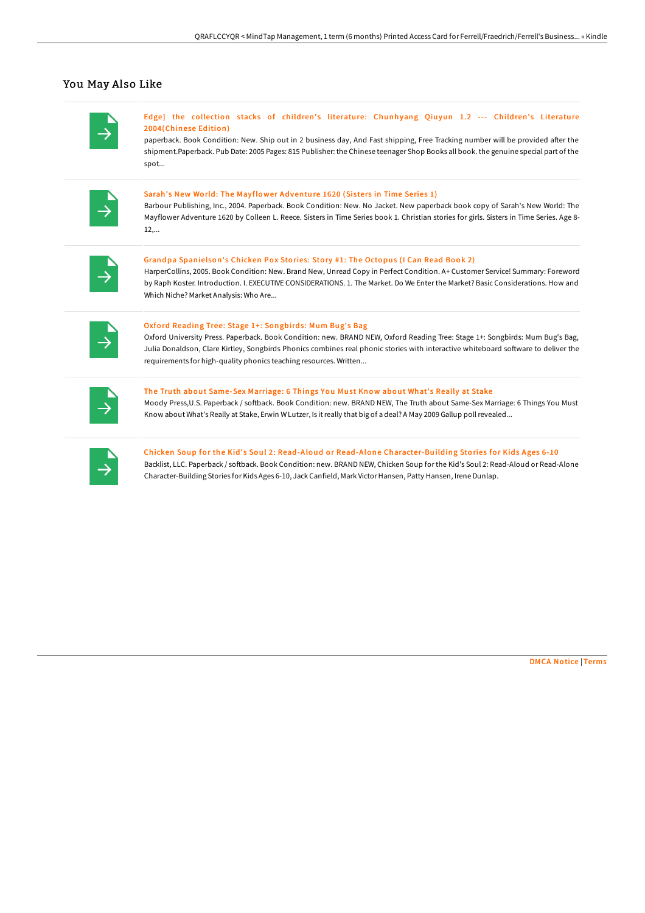## You May Also Like

**Edge] the collection stacks of children's literature: Chunhyang Qiuyun 1.2 --- Children's Literature 2004(Chinese Edition)**

paperback. Book Condition: New. Ship out in 2 business day, And Fast shipping, Free Tracking number will be provided after the shipment.Paperback. Pub Date: 2005 Pages: 815 Publisher: the Chinese teenager Shop Books all book. the genuine special part of the spot...

**Sarah's New World: The Mayflower Adventure 1620 (Sisters in Time Series 1)**

Barbour Publishing, Inc., 2004. Paperback. Book Condition: New. No Jacket. New paperback book copy of Sarah's New World: The Mayflower Adventure 1620 by Colleen L. Reece. Sisters in Time Series book 1. Christian stories for girls. Sisters in Time Series. Age 8-12,...

**Grandpa Spanielson's Chicken Pox Stories: Story #1: The Octopus (I Can Read Book 2)**

HarperCollins, 2005. Book Condition: New. Brand New, Unread Copy in Perfect Condition. A+ Customer Service! Summary: Foreword by Raph Koster. Introduction. I. EXECUTIVE CONSIDERATIONS. 1. The Market. Do We Enter the Market? Basic Considerations. How and Which Niche? Market Analysis: Who Are...

**Oxford Reading Tree: Stage 1+: Songbirds: Mum Bug's Bag**

Oxford University Press. Paperback. Book Condition: new. BRAND NEW, Oxford Reading Tree: Stage 1+: Songbirds: Mum Bug's Bag, Julia Donaldson, Clare Kirtley, Songbirds Phonics combines real phonic stories with interactive whiteboard software to deliver the requirements for high-quality phonics teaching resources. Written...

**The Truth about Same-Sex Marriage: 6 Things You Must Know about What's Really at Stake**

Moody Press,U.S. Paperback / softback. Book Condition: new. BRAND NEW, The Truth about Same-Sex Marriage: 6 Things You Must Know about What's Really at Stake, Erwin W Lutzer, Is it really that big of a deal? A May 2009 Gallup poll revealed...

**Chicken Soup for the Kid's Soul 2: Read-Aloud or Read-Alone Character-Building Stories for Kids Ages 6-10**

Backlist, LLC. Paperback / softback. Book Condition: new. BRAND NEW, Chicken Soup for the Kid's Soul 2: Read-Aloud or Read-Alone Character-Building Stories for Kids Ages 6-10, Jack Canfield, Mark Victor Hansen, Patty Hansen, Irene Dunlap.